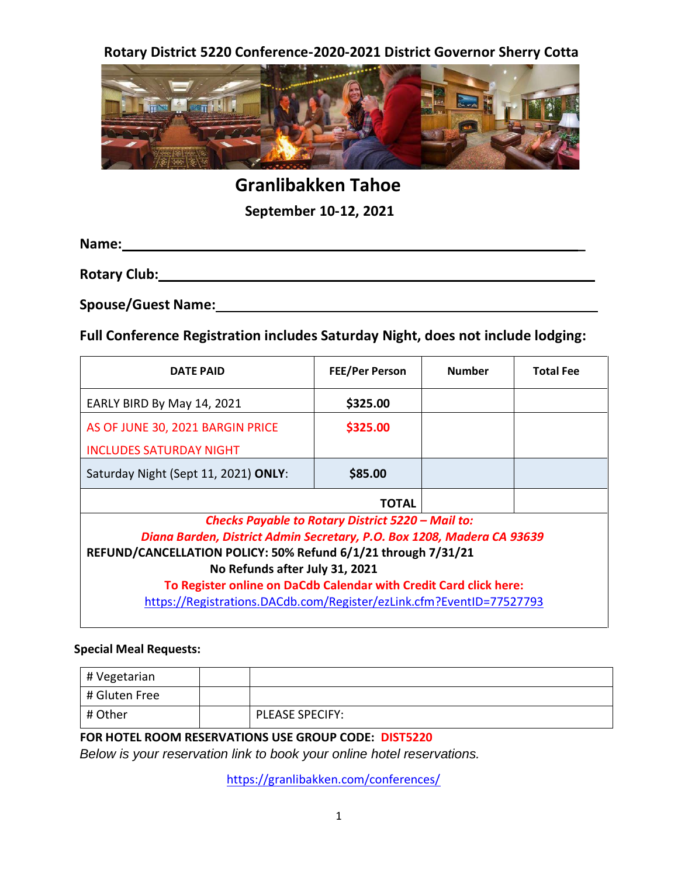**Rotary District 5220 Conference-2020-2021 District Governor Sherry Cotta**

# Granlibakken Tahoe

**September 10-12, 2021**

**Name:**______________________________________________________________

**Rotary Club:**_________________________________________________________

**Spouse/Guest Name:**___________________________________________________

**Full Conference Registration includes Saturday Night, does not include lodging:**

| DATE PAID | FEE/Per Person | Number | Total Fee |
|---|---|---|---|
| EARLY BIRD By May 14, 2021 | **$325.00** | | |
| AS OF JUNE 30, 2021 BARGIN PRICE INCLUDES SATURDAY NIGHT | **$325.00** | | |
| Saturday Night (Sept 11, 2021) **ONLY**: | **$85.00** | | |
| | **TOTAL** | | |

***Checks Payable to Rotary District 5220 – Mail to:***
***Diana Barden, District Admin Secretary, P.O. Box 1208, Madera CA 93639***

**REFUND/CANCELLATION POLICY: 50% Refund 6/1/21 through 7/31/21**
**No Refunds after July 31, 2021**

**To Register online on DaCdb Calendar with Credit Card click here:**
https://Registrations.DACdb.com/Register/ezLink.cfm?EventID=77527793

**Special Meal Requests:**

| | | |
|---|---|---|
| # Vegetarian | | |
| # Gluten Free | | |
| # Other | | PLEASE SPECIFY: |

**FOR HOTEL ROOM RESERVATIONS USE GROUP CODE: DIST5220**

*Below is your reservation link to book your online hotel reservations.*

https://granlibakken.com/conferences/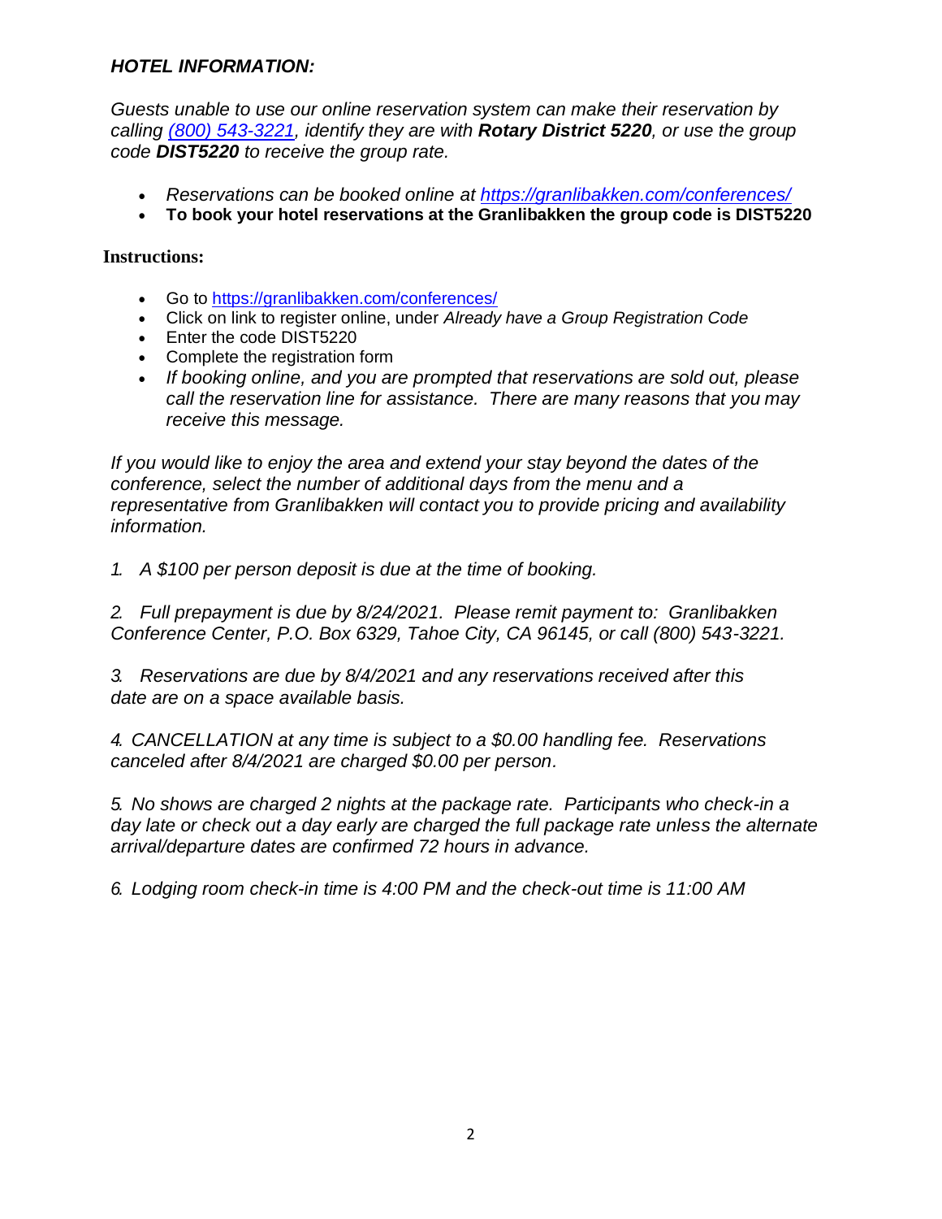***HOTEL INFORMATION:***

*Guests unable to use our online reservation system can make their reservation by calling [(800) 543-3221](tel:8005433221), identify they are with **Rotary District 5220**, or use the group code **DIST5220** to receive the group rate.*

- *Reservations can be booked online at [https://granlibakken.com/conferences/](https://granlibakken.com/conferences/)*
- **To book your hotel reservations at the Granlibakken the group code is DIST5220**

**Instructions:**

- Go to [https://granlibakken.com/conferences/](https://granlibakken.com/conferences/)
- Click on link to register online, under *Already have a Group Registration Code*
- Enter the code DIST5220
- Complete the registration form
- *If booking online, and you are prompted that reservations are sold out, please call the reservation line for assistance. There are many reasons that you may receive this message.*

*If you would like to enjoy the area and extend your stay beyond the dates of the conference, select the number of additional days from the menu and a representative from Granlibakken will contact you to provide pricing and availability information.*

*1. A $100 per person deposit is due at the time of booking.*

*2. Full prepayment is due by 8/24/2021. Please remit payment to: Granlibakken Conference Center, P.O. Box 6329, Tahoe City, CA 96145, or call (800) 543-3221.*

*3. Reservations are due by 8/4/2021 and any reservations received after this date are on a space available basis.*

*4. CANCELLATION at any time is subject to a $0.00 handling fee. Reservations canceled after 8/4/2021 are charged $0.00 per person.*

*5. No shows are charged 2 nights at the package rate. Participants who check-in a day late or check out a day early are charged the full package rate unless the alternate arrival/departure dates are confirmed 72 hours in advance.*

*6. Lodging room check-in time is 4:00 PM and the check-out time is 11:00 AM*